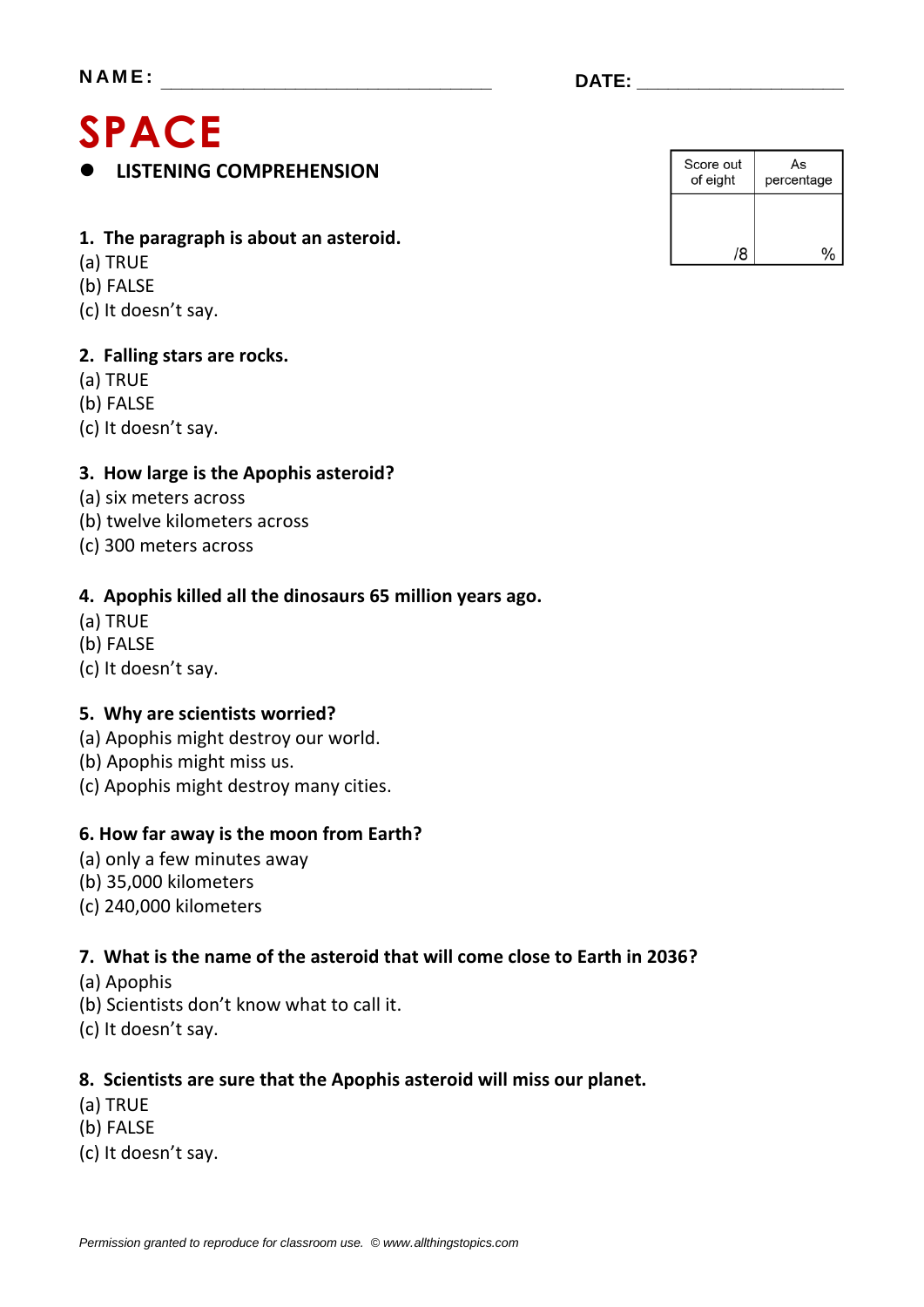**NAME:** ________________________________ **DATE:** ____________________

# SPACE

- **LISTENING COMPREHENSION**

| Score out of eight | As percentage |
|---|---|
| /8 | % |

**1. The paragraph is about an asteroid.**
(a) TRUE
(b) FALSE
(c) It doesn't say.

**2. Falling stars are rocks.**
(a) TRUE
(b) FALSE
(c) It doesn't say.

**3. How large is the Apophis asteroid?**
(a) six meters across
(b) twelve kilometers across
(c) 300 meters across

**4. Apophis killed all the dinosaurs 65 million years ago.**
(a) TRUE
(b) FALSE
(c) It doesn't say.

**5. Why are scientists worried?**
(a) Apophis might destroy our world.
(b) Apophis might miss us.
(c) Apophis might destroy many cities.

**6. How far away is the moon from Earth?**
(a) only a few minutes away
(b) 35,000 kilometers
(c) 240,000 kilometers

**7. What is the name of the asteroid that will come close to Earth in 2036?**
(a) Apophis
(b) Scientists don't know what to call it.
(c) It doesn't say.

**8. Scientists are sure that the Apophis asteroid will miss our planet.**
(a) TRUE
(b) FALSE
(c) It doesn't say.

*Permission granted to reproduce for classroom use. © www.allthingstopics.com*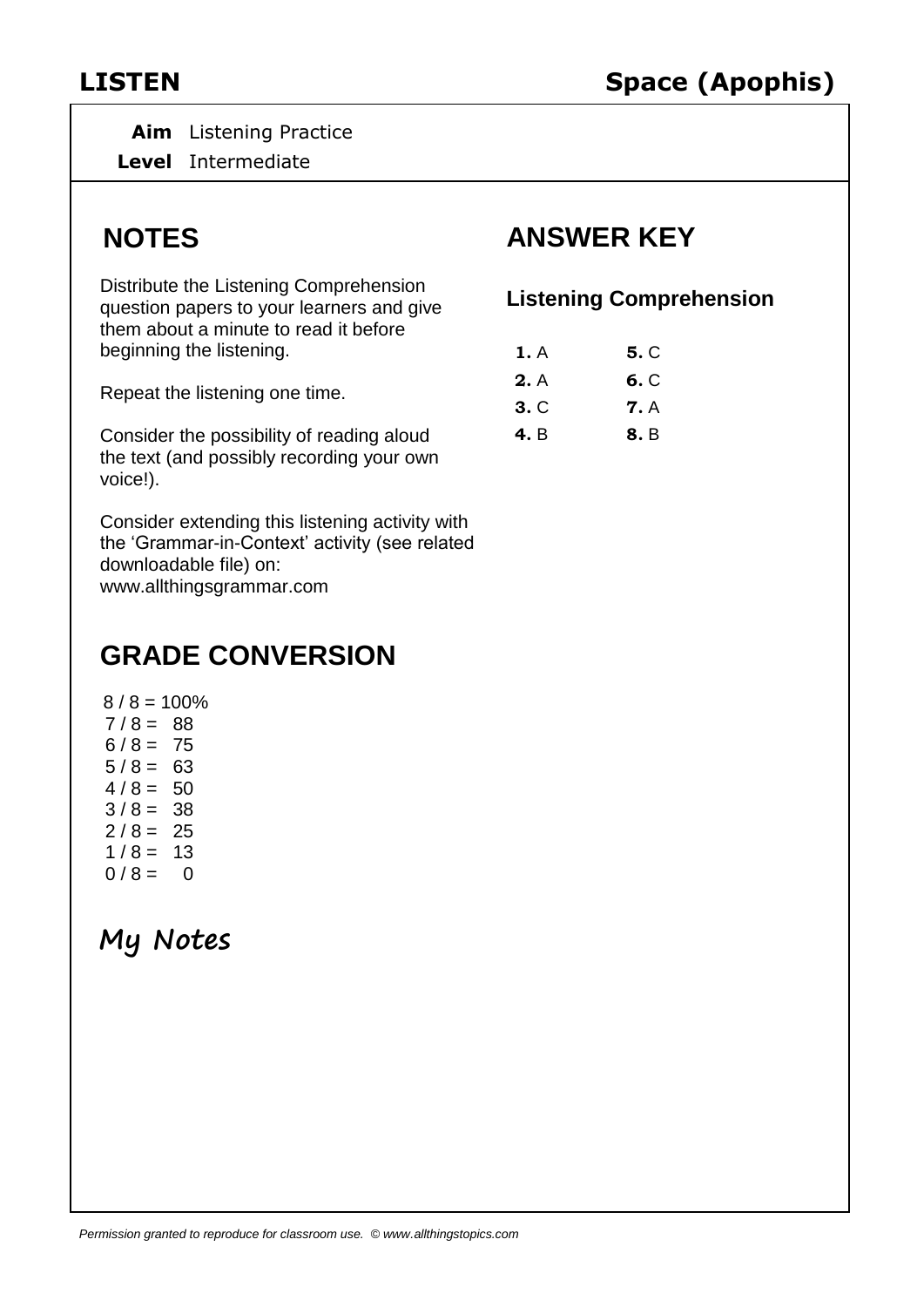**LISTEN** | **Space (Apophis)**

**Aim** Listening Practice
**Level** Intermediate

## NOTES

Distribute the Listening Comprehension question papers to your learners and give them about a minute to read it before beginning the listening.

Repeat the listening one time.

Consider the possibility of reading aloud the text (and possibly recording your own voice!).

Consider extending this listening activity with the 'Grammar-in-Context' activity (see related downloadable file) on:
www.allthingsgrammar.com

## GRADE CONVERSION

8 / 8 = 100%
7 / 8 = 88
6 / 8 = 75
5 / 8 = 63
4 / 8 = 50
3 / 8 = 38
2 / 8 = 25
1 / 8 = 13
0 / 8 = 0

## My Notes

## ANSWER KEY

### Listening Comprehension

| | |
|---|---|
| **1.** A | **5.** C |
| **2.** A | **6.** C |
| **3.** C | **7.** A |
| **4.** B | **8.** B |

*Permission granted to reproduce for classroom use. © www.allthingstopics.com*